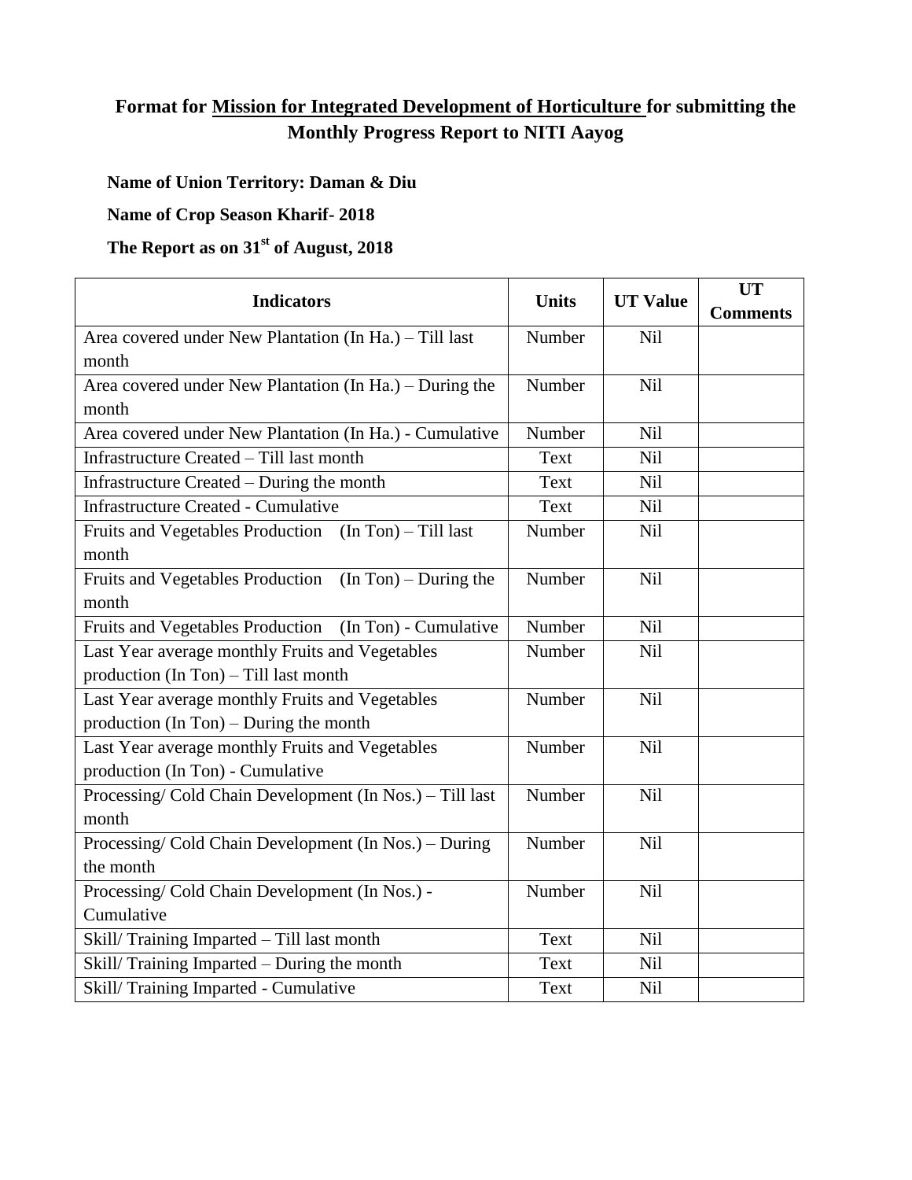# Format for <u>Mission for Integrated Development of Horticulture</u> for submitting the Monthly Progress Report to NITI Aayog

**Name of Union Territory: Daman & Diu**

**Name of Crop Season Kharif- 2018**

**The Report as on 31st of August, 2018**

| Indicators | Units | UT Value | UT Comments |
|---|---|---|---|
| Area covered under New Plantation (In Ha.) – Till last month | Number | Nil | |
| Area covered under New Plantation (In Ha.) – During the month | Number | Nil | |
| Area covered under New Plantation (In Ha.) - Cumulative | Number | Nil | |
| Infrastructure Created – Till last month | Text | Nil | |
| Infrastructure Created – During the month | Text | Nil | |
| Infrastructure Created - Cumulative | Text | Nil | |
| Fruits and Vegetables Production (In Ton) – Till last month | Number | Nil | |
| Fruits and Vegetables Production (In Ton) – During the month | Number | Nil | |
| Fruits and Vegetables Production (In Ton) - Cumulative | Number | Nil | |
| Last Year average monthly Fruits and Vegetables production (In Ton) – Till last month | Number | Nil | |
| Last Year average monthly Fruits and Vegetables production (In Ton) – During the month | Number | Nil | |
| Last Year average monthly Fruits and Vegetables production (In Ton) - Cumulative | Number | Nil | |
| Processing/ Cold Chain Development (In Nos.) – Till last month | Number | Nil | |
| Processing/ Cold Chain Development (In Nos.) – During the month | Number | Nil | |
| Processing/ Cold Chain Development (In Nos.) - Cumulative | Number | Nil | |
| Skill/ Training Imparted – Till last month | Text | Nil | |
| Skill/ Training Imparted – During the month | Text | Nil | |
| Skill/ Training Imparted - Cumulative | Text | Nil | |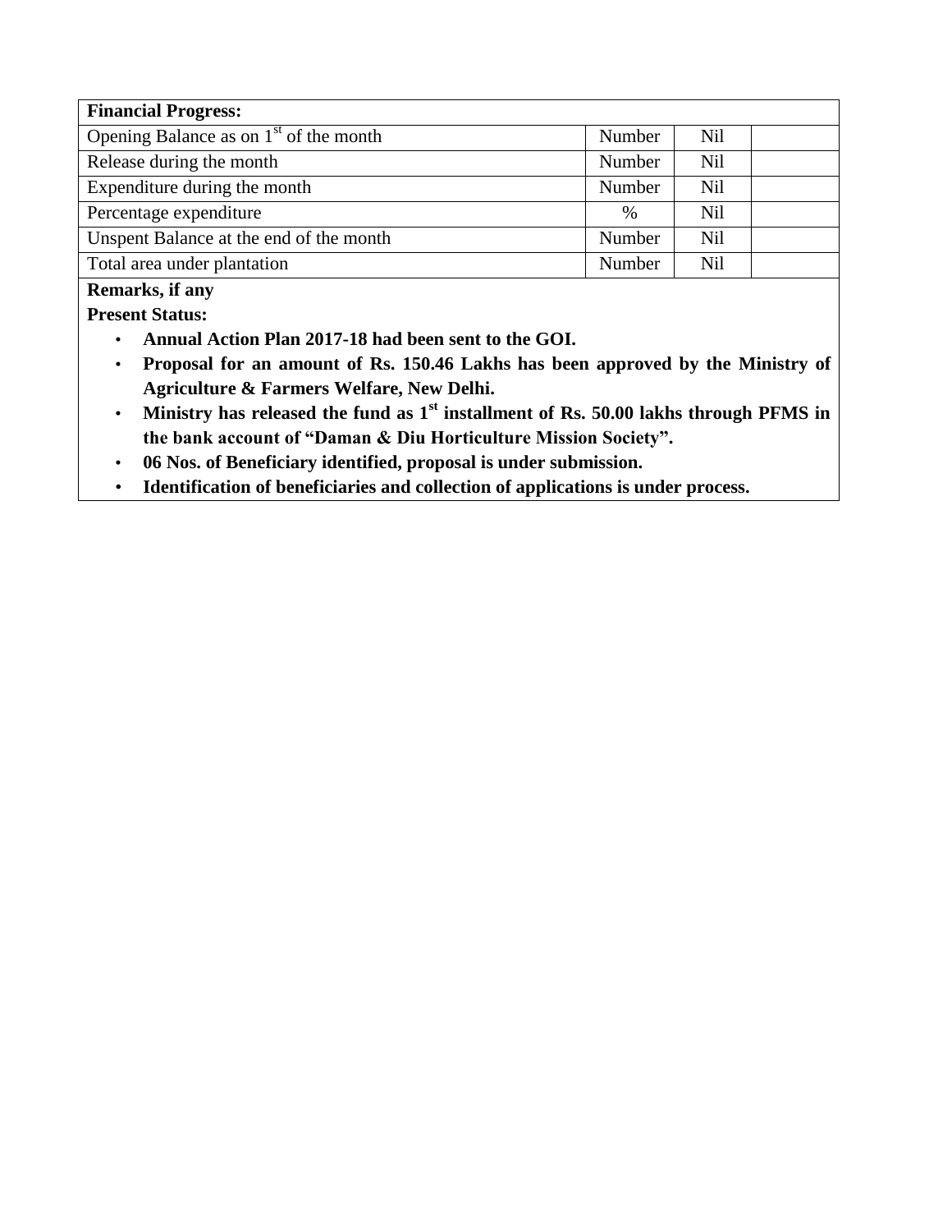| **Financial Progress:** | | | |
|---|---|---|---|
| Opening Balance as on 1st of the month | Number | Nil | |
| Release during the month | Number | Nil | |
| Expenditure during the month | Number | Nil | |
| Percentage expenditure | % | Nil | |
| Unspent Balance at the end of the month | Number | Nil | |
| Total area under plantation | Number | Nil | |

**Remarks, if any**

**Present Status:**

- **Annual Action Plan 2017-18 had been sent to the GOI.**
- **Proposal for an amount of Rs. 150.46 Lakhs has been approved by the Ministry of Agriculture & Farmers Welfare, New Delhi.**
- **Ministry has released the fund as 1st installment of Rs. 50.00 lakhs through PFMS in the bank account of "Daman & Diu Horticulture Mission Society".**
- **06 Nos. of Beneficiary identified, proposal is under submission.**
- **Identification of beneficiaries and collection of applications is under process.**